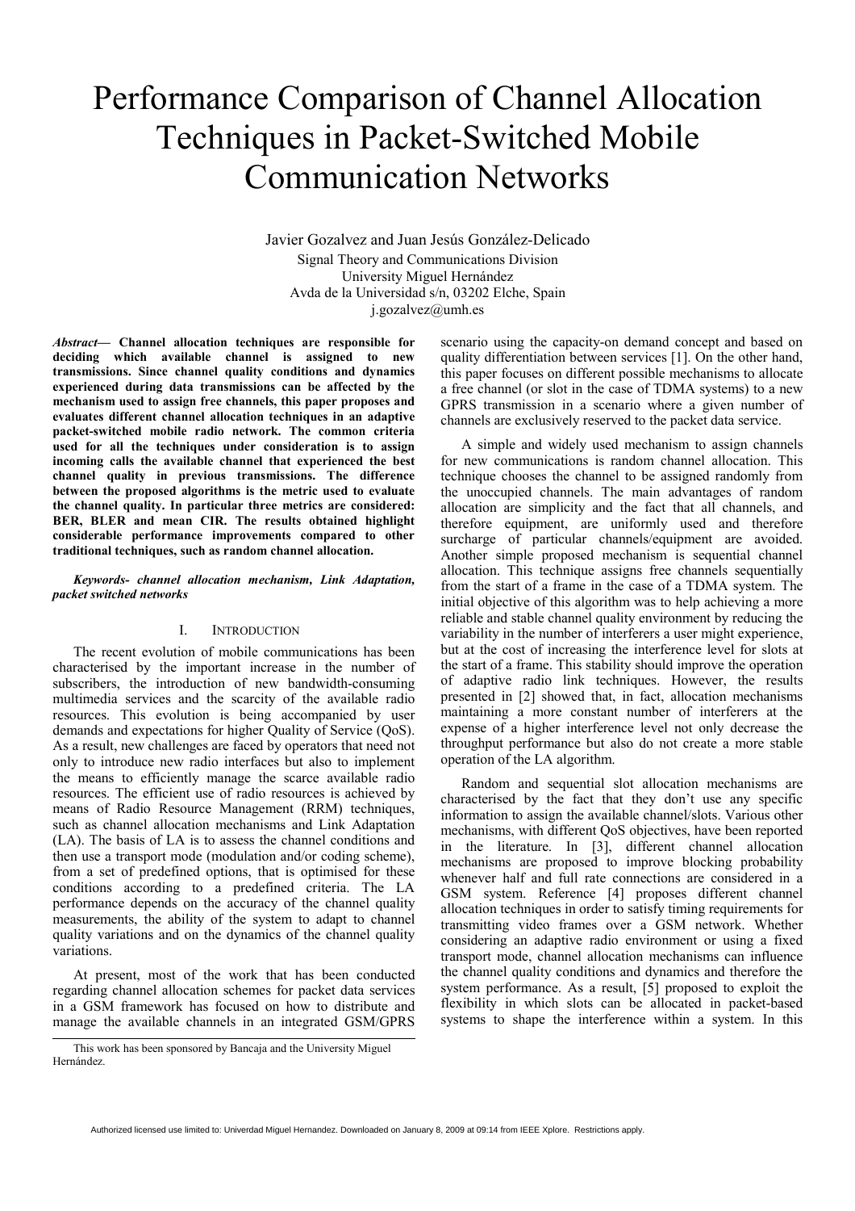# Performance Comparison of Channel Allocation Techniques in Packet-Switched Mobile Communication Networks

Javier Gozalvez and Juan Jesús González-Delicado
Signal Theory and Communications Division
University Miguel Hernández
Avda de la Universidad s/n, 03202 Elche, Spain
j.gozalvez@umh.es

***Abstract*— Channel allocation techniques are responsible for deciding which available channel is assigned to new transmissions. Since channel quality conditions and dynamics experienced during data transmissions can be affected by the mechanism used to assign free channels, this paper proposes and evaluates different channel allocation techniques in an adaptive packet-switched mobile radio network. The common criteria used for all the techniques under consideration is to assign incoming calls the available channel that experienced the best channel quality in previous transmissions. The difference between the proposed algorithms is the metric used to evaluate the channel quality. In particular three metrics are considered: BER, BLER and mean CIR. The results obtained highlight considerable performance improvements compared to other traditional techniques, such as random channel allocation.**

***Keywords- channel allocation mechanism, Link Adaptation, packet switched networks***

## I. Introduction

The recent evolution of mobile communications has been characterised by the important increase in the number of subscribers, the introduction of new bandwidth-consuming multimedia services and the scarcity of the available radio resources. This evolution is being accompanied by user demands and expectations for higher Quality of Service (QoS). As a result, new challenges are faced by operators that need not only to introduce new radio interfaces but also to implement the means to efficiently manage the scarce available radio resources. The efficient use of radio resources is achieved by means of Radio Resource Management (RRM) techniques, such as channel allocation mechanisms and Link Adaptation (LA). The basis of LA is to assess the channel conditions and then use a transport mode (modulation and/or coding scheme), from a set of predefined options, that is optimised for these conditions according to a predefined criteria. The LA performance depends on the accuracy of the channel quality measurements, the ability of the system to adapt to channel quality variations and on the dynamics of the channel quality variations.

At present, most of the work that has been conducted regarding channel allocation schemes for packet data services in a GSM framework has focused on how to distribute and manage the available channels in an integrated GSM/GPRS scenario using the capacity-on demand concept and based on quality differentiation between services [1]. On the other hand, this paper focuses on different possible mechanisms to allocate a free channel (or slot in the case of TDMA systems) to a new GPRS transmission in a scenario where a given number of channels are exclusively reserved to the packet data service.

A simple and widely used mechanism to assign channels for new communications is random channel allocation. This technique chooses the channel to be assigned randomly from the unoccupied channels. The main advantages of random allocation are simplicity and the fact that all channels, and therefore equipment, are uniformly used and therefore surcharge of particular channels/equipment are avoided. Another simple proposed mechanism is sequential channel allocation. This technique assigns free channels sequentially from the start of a frame in the case of a TDMA system. The initial objective of this algorithm was to help achieving a more reliable and stable channel quality environment by reducing the variability in the number of interferers a user might experience, but at the cost of increasing the interference level for slots at the start of a frame. This stability should improve the operation of adaptive radio link techniques. However, the results presented in [2] showed that, in fact, allocation mechanisms maintaining a more constant number of interferers at the expense of a higher interference level not only decrease the throughput performance but also do not create a more stable operation of the LA algorithm.

Random and sequential slot allocation mechanisms are characterised by the fact that they don't use any specific information to assign the available channel/slots. Various other mechanisms, with different QoS objectives, have been reported in the literature. In [3], different channel allocation mechanisms are proposed to improve blocking probability whenever half and full rate connections are considered in a GSM system. Reference [4] proposes different channel allocation techniques in order to satisfy timing requirements for transmitting video frames over a GSM network. Whether considering an adaptive radio environment or using a fixed transport mode, channel allocation mechanisms can influence the channel quality conditions and dynamics and therefore the system performance. As a result, [5] proposed to exploit the flexibility in which slots can be allocated in packet-based systems to shape the interference within a system. In this

This work has been sponsored by Bancaja and the University Miguel Hernández.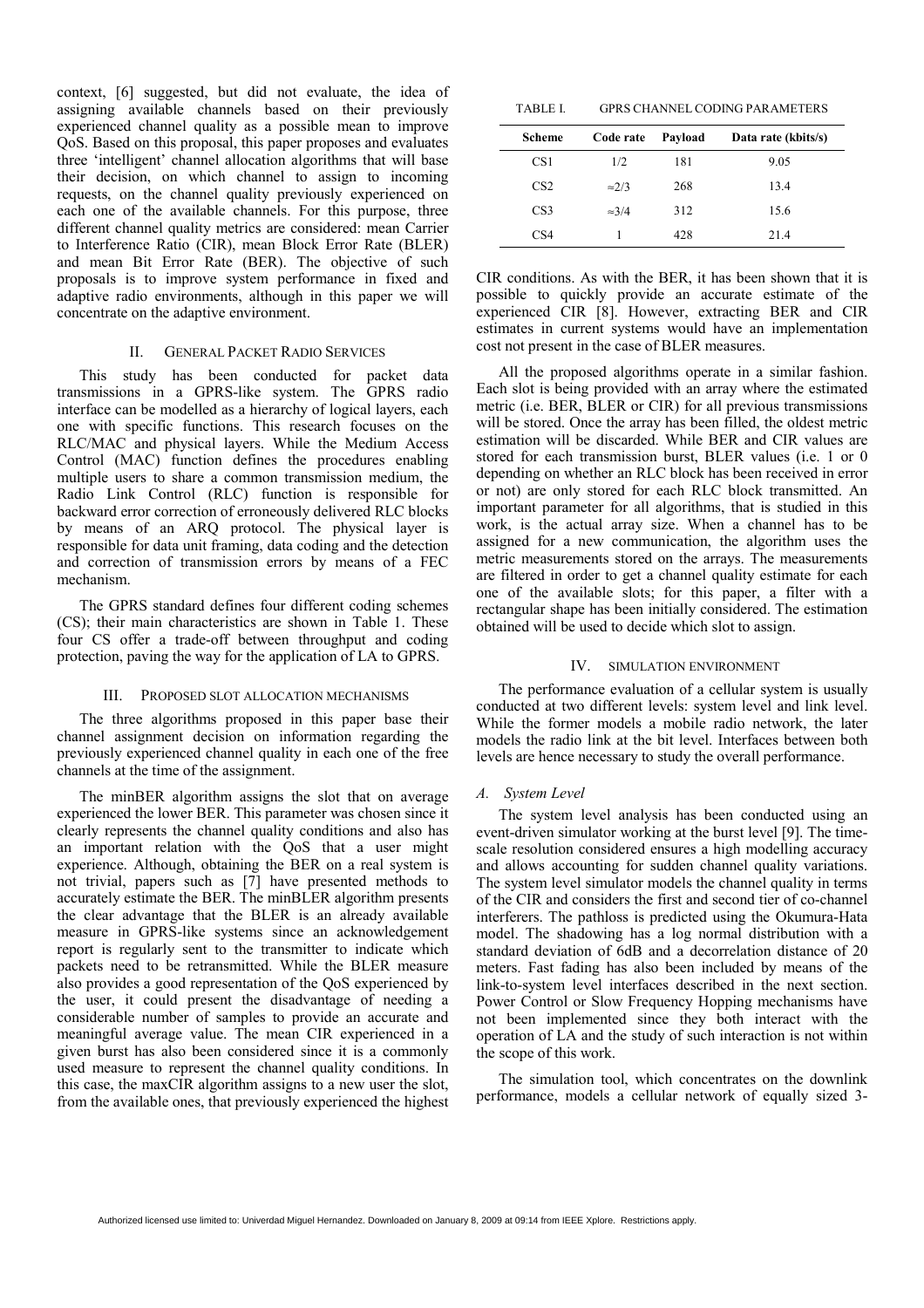context, [6] suggested, but did not evaluate, the idea of assigning available channels based on their previously experienced channel quality as a possible mean to improve QoS. Based on this proposal, this paper proposes and evaluates three 'intelligent' channel allocation algorithms that will base their decision, on which channel to assign to incoming requests, on the channel quality previously experienced on each one of the available channels. For this purpose, three different channel quality metrics are considered: mean Carrier to Interference Ratio (CIR), mean Block Error Rate (BLER) and mean Bit Error Rate (BER). The objective of such proposals is to improve system performance in fixed and adaptive radio environments, although in this paper we will concentrate on the adaptive environment.

## II. General Packet Radio Services

This study has been conducted for packet data transmissions in a GPRS-like system. The GPRS radio interface can be modelled as a hierarchy of logical layers, each one with specific functions. This research focuses on the RLC/MAC and physical layers. While the Medium Access Control (MAC) function defines the procedures enabling multiple users to share a common transmission medium, the Radio Link Control (RLC) function is responsible for backward error correction of erroneously delivered RLC blocks by means of an ARQ protocol. The physical layer is responsible for data unit framing, data coding and the detection and correction of transmission errors by means of a FEC mechanism.

The GPRS standard defines four different coding schemes (CS); their main characteristics are shown in Table 1. These four CS offer a trade-off between throughput and coding protection, paving the way for the application of LA to GPRS.

TABLE I. GPRS Channel Coding Parameters

| Scheme | Code rate | Payload | Data rate (kbits/s) |
|---|---|---|---|
| CS1 | 1/2 | 181 | 9.05 |
| CS2 | ≈2/3 | 268 | 13.4 |
| CS3 | ≈3/4 | 312 | 15.6 |
| CS4 | 1 | 428 | 21.4 |

## III. Proposed slot allocation mechanisms

The three algorithms proposed in this paper base their channel assignment decision on information regarding the previously experienced channel quality in each one of the free channels at the time of the assignment.

The minBER algorithm assigns the slot that on average experienced the lower BER. This parameter was chosen since it clearly represents the channel quality conditions and also has an important relation with the QoS that a user might experience. Although, obtaining the BER on a real system is not trivial, papers such as [7] have presented methods to accurately estimate the BER. The minBLER algorithm presents the clear advantage that the BLER is an already available measure in GPRS-like systems since an acknowledgement report is regularly sent to the transmitter to indicate which packets need to be retransmitted. While the BLER measure also provides a good representation of the QoS experienced by the user, it could present the disadvantage of needing a considerable number of samples to provide an accurate and meaningful average value. The mean CIR experienced in a given burst has also been considered since it is a commonly used measure to represent the channel quality conditions. In this case, the maxCIR algorithm assigns to a new user the slot, from the available ones, that previously experienced the highest CIR conditions. As with the BER, it has been shown that it is possible to quickly provide an accurate estimate of the experienced CIR [8]. However, extracting BER and CIR estimates in current systems would have an implementation cost not present in the case of BLER measures.

All the proposed algorithms operate in a similar fashion. Each slot is being provided with an array where the estimated metric (i.e. BER, BLER or CIR) for all previous transmissions will be stored. Once the array has been filled, the oldest metric estimation will be discarded. While BER and CIR values are stored for each transmission burst, BLER values (i.e. 1 or 0 depending on whether an RLC block has been received in error or not) are only stored for each RLC block transmitted. An important parameter for all algorithms, that is studied in this work, is the actual array size. When a channel has to be assigned for a new communication, the algorithm uses the metric measurements stored on the arrays. The measurements are filtered in order to get a channel quality estimate for each one of the available slots; for this paper, a filter with a rectangular shape has been initially considered. The estimation obtained will be used to decide which slot to assign.

## IV. Simulation Environment

The performance evaluation of a cellular system is usually conducted at two different levels: system level and link level. While the former models a mobile radio network, the later models the radio link at the bit level. Interfaces between both levels are hence necessary to study the overall performance.

### A. System Level

The system level analysis has been conducted using an event-driven simulator working at the burst level [9]. The time-scale resolution considered ensures a high modelling accuracy and allows accounting for sudden channel quality variations. The system level simulator models the channel quality in terms of the CIR and considers the first and second tier of co-channel interferers. The pathloss is predicted using the Okumura-Hata model. The shadowing has a log normal distribution with a standard deviation of 6dB and a decorrelation distance of 20 meters. Fast fading has also been included by means of the link-to-system level interfaces described in the next section. Power Control or Slow Frequency Hopping mechanisms have not been implemented since they both interact with the operation of LA and the study of such interaction is not within the scope of this work.

The simulation tool, which concentrates on the downlink performance, models a cellular network of equally sized 3-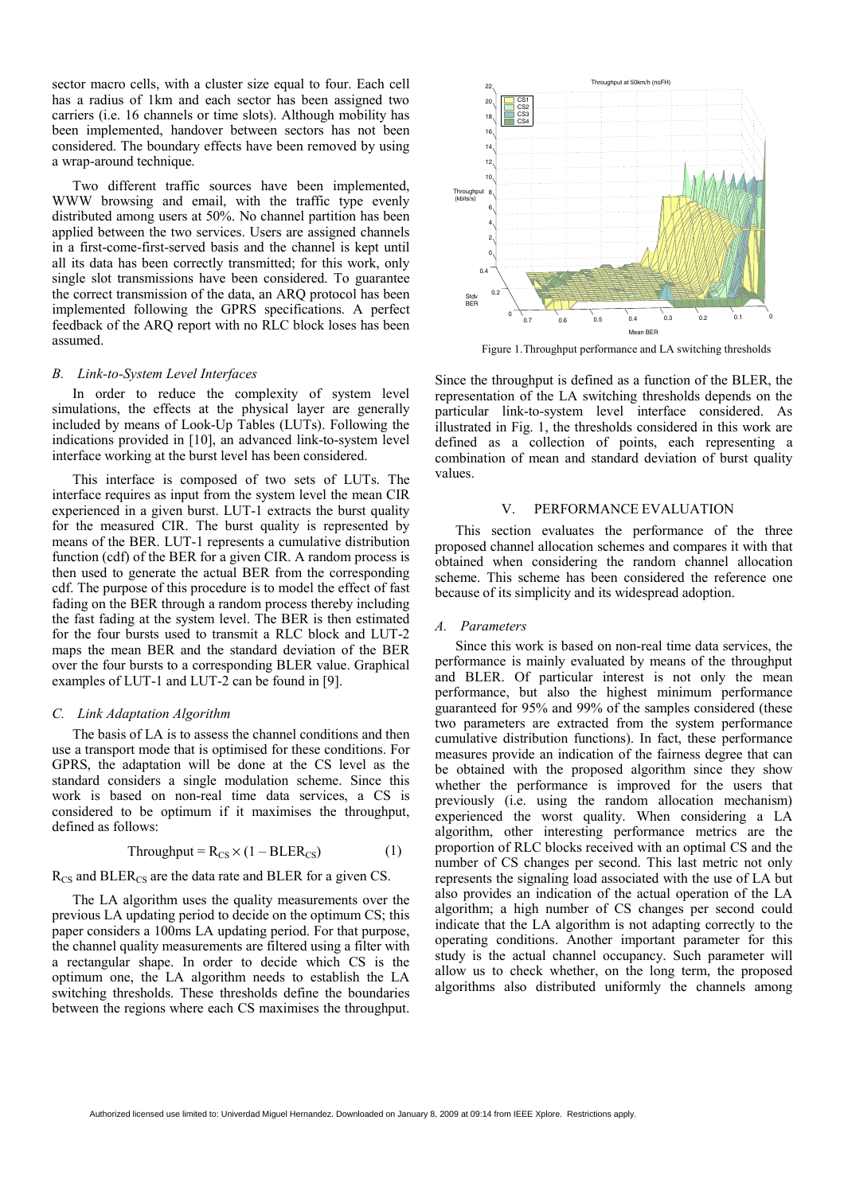sector macro cells, with a cluster size equal to four. Each cell has a radius of 1km and each sector has been assigned two carriers (i.e. 16 channels or time slots). Although mobility has been implemented, handover between sectors has not been considered. The boundary effects have been removed by using a wrap-around technique.

Two different traffic sources have been implemented, WWW browsing and email, with the traffic type evenly distributed among users at 50%. No channel partition has been applied between the two services. Users are assigned channels in a first-come-first-served basis and the channel is kept until all its data has been correctly transmitted; for this work, only single slot transmissions have been considered. To guarantee the correct transmission of the data, an ARQ protocol has been implemented following the GPRS specifications. A perfect feedback of the ARQ report with no RLC block loses has been assumed.

### *B. Link-to-System Level Interfaces*

In order to reduce the complexity of system level simulations, the effects at the physical layer are generally included by means of Look-Up Tables (LUTs). Following the indications provided in [10], an advanced link-to-system level interface working at the burst level has been considered.

This interface is composed of two sets of LUTs. The interface requires as input from the system level the mean CIR experienced in a given burst. LUT-1 extracts the burst quality for the measured CIR. The burst quality is represented by means of the BER. LUT-1 represents a cumulative distribution function (cdf) of the BER for a given CIR. A random process is then used to generate the actual BER from the corresponding cdf. The purpose of this procedure is to model the effect of fast fading on the BER through a random process thereby including the fast fading at the system level. The BER is then estimated for the four bursts used to transmit a RLC block and LUT-2 maps the mean BER and the standard deviation of the BER over the four bursts to a corresponding BLER value. Graphical examples of LUT-1 and LUT-2 can be found in [9].

### *C. Link Adaptation Algorithm*

The basis of LA is to assess the channel conditions and then use a transport mode that is optimised for these conditions. For GPRS, the adaptation will be done at the CS level as the standard considers a single modulation scheme. Since this work is based on non-real time data services, a CS is considered to be optimum if it maximises the throughput, defined as follows:

$$\text{Throughput} = R_{CS} \times (1 - \text{BLER}_{CS}) \qquad (1)$$

$R_{CS}$ and $\text{BLER}_{CS}$ are the data rate and BLER for a given CS.

The LA algorithm uses the quality measurements over the previous LA updating period to decide on the optimum CS; this paper considers a 100ms LA updating period. For that purpose, the channel quality measurements are filtered using a filter with a rectangular shape. In order to decide which CS is the optimum one, the LA algorithm needs to establish the LA switching thresholds. These thresholds define the boundaries between the regions where each CS maximises the throughput.

Throughput at 50km/h (noFH)
CS1
CS2
CS3
CS4
Throughput (kbits/s)
22
20
18
16
14
12
10
8
6
4
2
0
Stdv BER
0.4
0.2
0
Mean BER
0.7
0.6
0.5
0.4
0.3
0.2
0.1
0

Figure 1. Throughput performance and LA switching thresholds

Since the throughput is defined as a function of the BLER, the representation of the LA switching thresholds depends on the particular link-to-system level interface considered. As illustrated in Fig. 1, the thresholds considered in this work are defined as a collection of points, each representing a combination of mean and standard deviation of burst quality values.

## V. PERFORMANCE EVALUATION

This section evaluates the performance of the three proposed channel allocation schemes and compares it with that obtained when considering the random channel allocation scheme. This scheme has been considered the reference one because of its simplicity and its widespread adoption.

### *A. Parameters*

Since this work is based on non-real time data services, the performance is mainly evaluated by means of the throughput and BLER. Of particular interest is not only the mean performance, but also the highest minimum performance guaranteed for 95% and 99% of the samples considered (these two parameters are extracted from the system performance cumulative distribution functions). In fact, these performance measures provide an indication of the fairness degree that can be obtained with the proposed algorithm since they show whether the performance is improved for the users that previously (i.e. using the random allocation mechanism) experienced the worst quality. When considering a LA algorithm, other interesting performance metrics are the proportion of RLC blocks received with an optimal CS and the number of CS changes per second. This last metric not only represents the signaling load associated with the use of LA but also provides an indication of the actual operation of the LA algorithm; a high number of CS changes per second could indicate that the LA algorithm is not adapting correctly to the operating conditions. Another important parameter for this study is the actual channel occupancy. Such parameter will allow us to check whether, on the long term, the proposed algorithms also distributed uniformly the channels among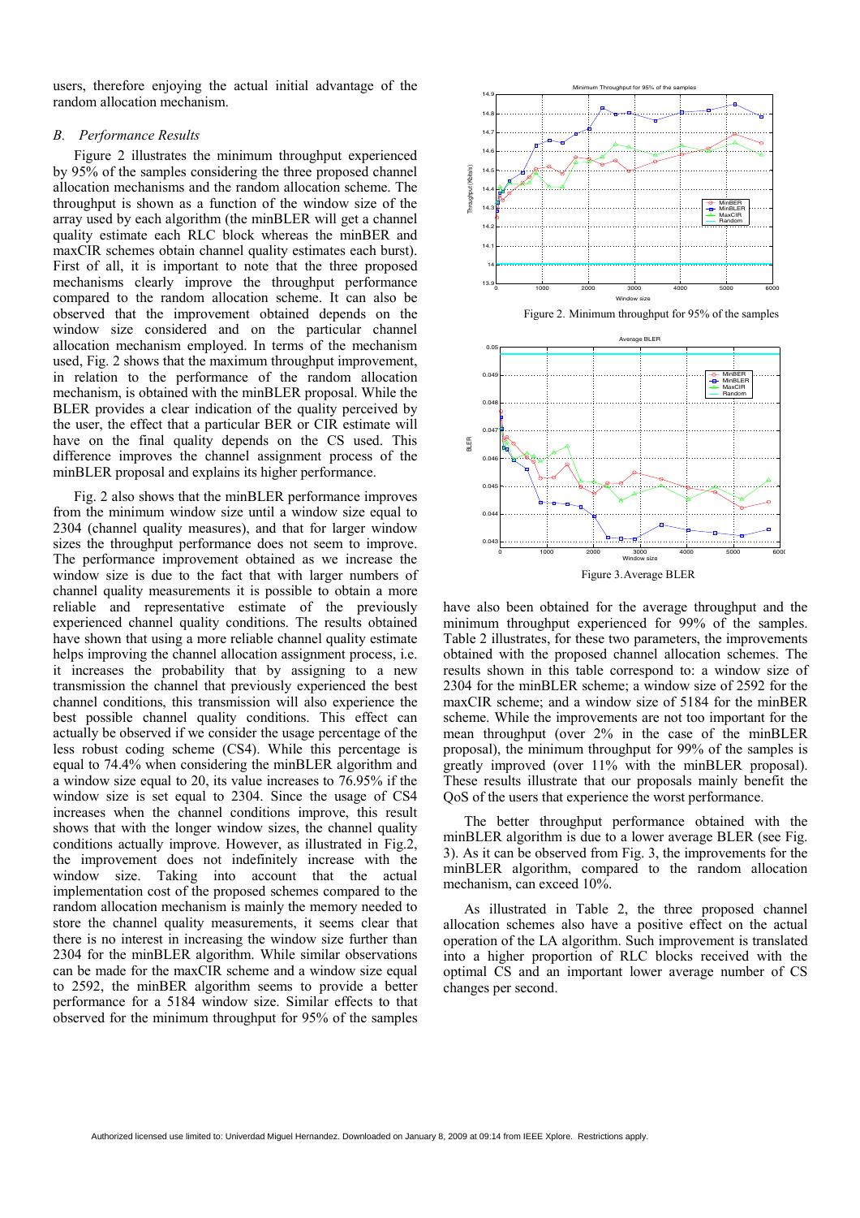users, therefore enjoying the actual initial advantage of the random allocation mechanism.

### B. Performance Results

Figure 2 illustrates the minimum throughput experienced by 95% of the samples considering the three proposed channel allocation mechanisms and the random allocation scheme. The throughput is shown as a function of the window size of the array used by each algorithm (the minBLER will get a channel quality estimate each RLC block whereas the minBER and maxCIR schemes obtain channel quality estimates each burst). First of all, it is important to note that the three proposed mechanisms clearly improve the throughput performance compared to the random allocation scheme. It can also be observed that the improvement obtained depends on the window size considered and on the particular channel allocation mechanism employed. In terms of the mechanism used, Fig. 2 shows that the maximum throughput improvement, in relation to the performance of the random allocation mechanism, is obtained with the minBLER proposal. While the BLER provides a clear indication of the quality perceived by the user, the effect that a particular BER or CIR estimate will have on the final quality depends on the CS used. This difference improves the channel assignment process of the minBLER proposal and explains its higher performance.

Fig. 2 also shows that the minBLER performance improves from the minimum window size until a window size equal to 2304 (channel quality measures), and that for larger window sizes the throughput performance does not seem to improve. The performance improvement obtained as we increase the window size is due to the fact that with larger numbers of channel quality measurements it is possible to obtain a more reliable and representative estimate of the previously experienced channel quality conditions. The results obtained have shown that using a more reliable channel quality estimate helps improving the channel allocation assignment process, i.e. it increases the probability that by assigning to a new transmission the channel that previously experienced the best channel conditions, this transmission will also experience the best possible channel quality conditions. This effect can actually be observed if we consider the usage percentage of the less robust coding scheme (CS4). While this percentage is equal to 74.4% when considering the minBLER algorithm and a window size equal to 20, its value increases to 76.95% if the window size is set equal to 2304. Since the usage of CS4 increases when the channel conditions improve, this result shows that with the longer window sizes, the channel quality conditions actually improve. However, as illustrated in Fig.2, the improvement does not indefinitely increase with the window size. Taking into account that the actual implementation cost of the proposed schemes compared to the random allocation mechanism is mainly the memory needed to store the channel quality measurements, it seems clear that there is no interest in increasing the window size further than 2304 for the minBLER algorithm. While similar observations can be made for the maxCIR scheme and a window size equal to 2592, the minBER algorithm seems to provide a better performance for a 5184 window size. Similar effects to that observed for the minimum throughput for 95% of the samples

Minimum Throughput for 95% of the samples
Throughput (Kbits/s)
14.9
14.8
14.7
14.6
14.5
14.4
14.3
14.2
14.1
14
13.9
0 1000 2000 3000 4000 5000 6000
Window size
MinBER
MinBLER
MaxCIR
Random

Figure 2. Minimum throughput for 95% of the samples

Average BLER
BLER
0.05
0.049
0.048
0.047
0.046
0.045
0.044
0.043
0 1000 2000 3000 4000 5000 6000
Window size
MinBER
MinBLER
MaxCIR
Random

Figure 3. Average BLER

have also been obtained for the average throughput and the minimum throughput experienced for 99% of the samples. Table 2 illustrates, for these two parameters, the improvements obtained with the proposed channel allocation schemes. The results shown in this table correspond to: a window size of 2304 for the minBLER scheme; a window size of 2592 for the maxCIR scheme; and a window size of 5184 for the minBER scheme. While the improvements are not too important for the mean throughput (over 2% in the case of the minBLER proposal), the minimum throughput for 99% of the samples is greatly improved (over 11% with the minBLER proposal). These results illustrate that our proposals mainly benefit the QoS of the users that experience the worst performance.

The better throughput performance obtained with the minBLER algorithm is due to a lower average BLER (see Fig. 3). As it can be observed from Fig. 3, the improvements for the minBLER algorithm, compared to the random allocation mechanism, can exceed 10%.

As illustrated in Table 2, the three proposed channel allocation schemes also have a positive effect on the actual operation of the LA algorithm. Such improvement is translated into a higher proportion of RLC blocks received with the optimal CS and an important lower average number of CS changes per second.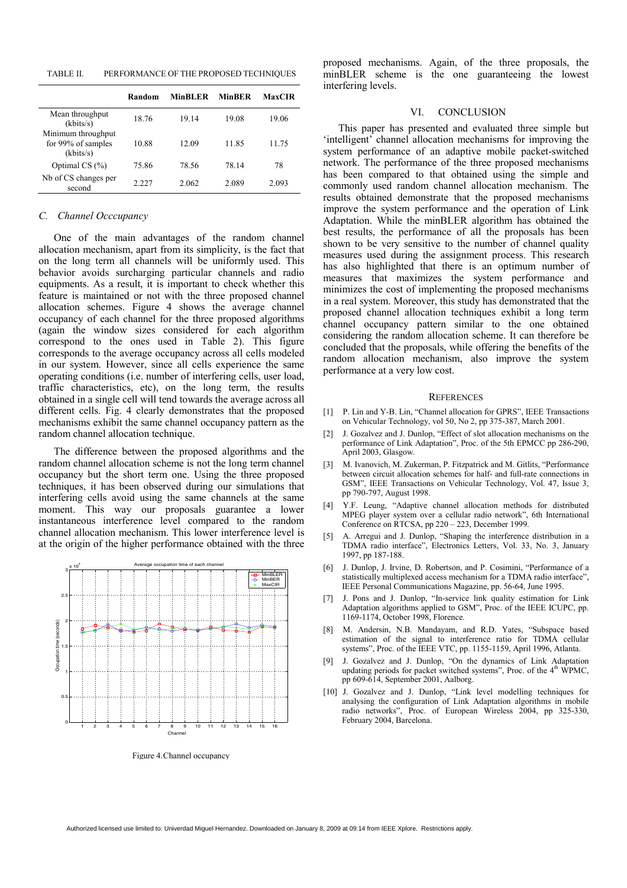TABLE II. PERFORMANCE OF THE PROPOSED TECHNIQUES

| | Random | MinBLER | MinBER | MaxCIR |
|---|---|---|---|---|
| Mean throughput (kbits/s) | 18.76 | 19.14 | 19.08 | 19.06 |
| Minimum throughput for 99% of samples (kbits/s) | 10.88 | 12.09 | 11.85 | 11.75 |
| Optimal CS (%) | 75.86 | 78.56 | 78.14 | 78 |
| Nb of CS changes per second | 2.227 | 2.062 | 2.089 | 2.093 |

### *C. Channel Occcupancy*

One of the main advantages of the random channel allocation mechanism, apart from its simplicity, is the fact that on the long term all channels will be uniformly used. This behavior avoids surcharging particular channels and radio equipments. As a result, it is important to check whether this feature is maintained or not with the three proposed channel allocation schemes. Figure 4 shows the average channel occupancy of each channel for the three proposed algorithms (again the window sizes considered for each algorithm correspond to the ones used in Table 2). This figure corresponds to the average occupancy across all cells modeled in our system. However, since all cells experience the same operating conditions (i.e. number of interfering cells, user load, traffic characteristics, etc), on the long term, the results obtained in a single cell will tend towards the average across all different cells. Fig. 4 clearly demonstrates that the proposed mechanisms exhibit the same channel occupancy pattern as the random channel allocation technique.

The difference between the proposed algorithms and the random channel allocation scheme is not the long term channel occupancy but the short term one. Using the three proposed techniques, it has been observed during our simulations that interfering cells avoid using the same channels at the same moment. This way our proposals guarantee a lower instantaneous interference level compared to the random channel allocation mechanism. This lower interference level is at the origin of the higher performance obtained with the three

Average occupation time of each channel

$\times 10^4$

MinBLER
MinBER
MaxCIR

Occupation time (seconds)

Channel

Figure 4.Channel occupancy

proposed mechanisms. Again, of the three proposals, the minBLER scheme is the one guaranteeing the lowest interfering levels.

## VI. CONCLUSION

This paper has presented and evaluated three simple but 'intelligent' channel allocation mechanisms for improving the system performance of an adaptive mobile packet-switched network. The performance of the three proposed mechanisms has been compared to that obtained using the simple and commonly used random channel allocation mechanism. The results obtained demonstrate that the proposed mechanisms improve the system performance and the operation of Link Adaptation. While the minBLER algorithm has obtained the best results, the performance of all the proposals has been shown to be very sensitive to the number of channel quality measures used during the assignment process. This research has also highlighted that there is an optimum number of measures that maximizes the system performance and minimizes the cost of implementing the proposed mechanisms in a real system. Moreover, this study has demonstrated that the proposed channel allocation techniques exhibit a long term channel occupancy pattern similar to the one obtained considering the random allocation scheme. It can therefore be concluded that the proposals, while offering the benefits of the random allocation mechanism, also improve the system performance at a very low cost.

## REFERENCES

[1] P. Lin and Y-B. Lin, "Channel allocation for GPRS", IEEE Transactions on Vehicular Technology, vol 50, No 2, pp 375-387, March 2001.

[2] J. Gozalvez and J. Dunlop, "Effect of slot allocation mechanisms on the performance of Link Adaptation", Proc. of the 5th EPMCC pp 286-290, April 2003, Glasgow.

[3] M. Ivanovich, M. Zukerman, P. Fitzpatrick and M. Gitlits, "Performance between circuit allocation schemes for half- and full-rate connections in GSM", IEEE Transactions on Vehicular Technology, Vol. 47, Issue 3, pp 790-797, August 1998.

[4] Y.F. Leung, "Adaptive channel allocation methods for distributed MPEG player system over a cellular radio network", 6th International Conference on RTCSA, pp 220 – 223, December 1999.

[5] A. Arregui and J. Dunlop, "Shaping the interference distribution in a TDMA radio interface", Electronics Letters, Vol. 33, No. 3, January 1997, pp 187-188.

[6] J. Dunlop, J. Irvine, D. Robertson, and P. Cosimini, "Performance of a statistically multiplexed access mechanism for a TDMA radio interface", IEEE Personal Communications Magazine, pp. 56-64, June 1995.

[7] J. Pons and J. Dunlop, "In-service link quality estimation for Link Adaptation algorithms applied to GSM", Proc. of the IEEE ICUPC, pp. 1169-1174, October 1998, Florence.

[8] M. Andersin, N.B. Mandayam, and R.D. Yates, "Subspace based estimation of the signal to interference ratio for TDMA cellular systems", Proc. of the IEEE VTC, pp. 1155-1159, April 1996, Atlanta.

[9] J. Gozalvez and J. Dunlop, "On the dynamics of Link Adaptation updating periods for packet switched systems", Proc. of the 4th WPMC, pp 609-614, September 2001, Aalborg.

[10] J. Gozalvez and J. Dunlop, "Link level modelling techniques for analysing the configuration of Link Adaptation algorithms in mobile radio networks", Proc. of European Wireless 2004, pp 325-330, February 2004, Barcelona.